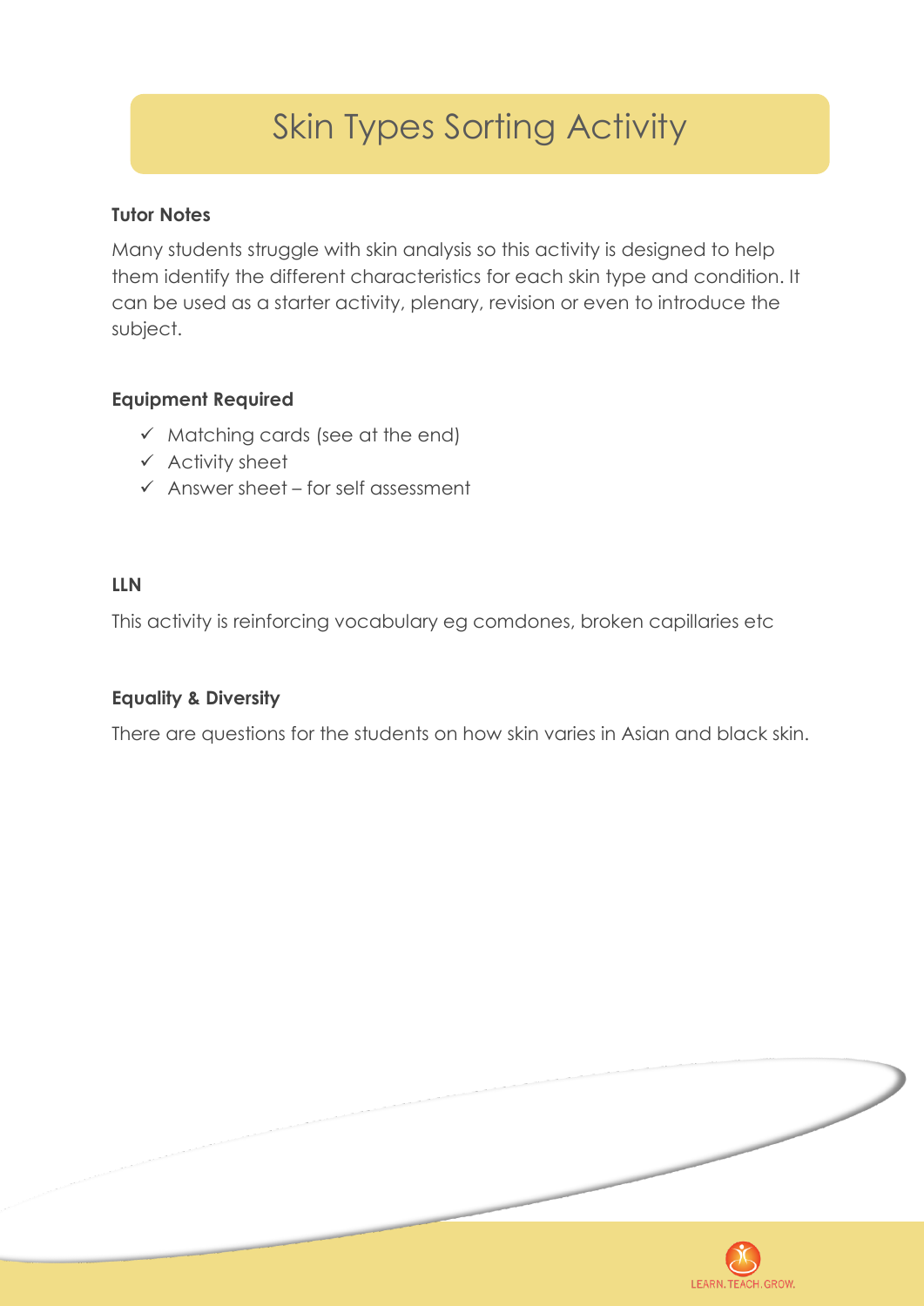# Skin Types Sorting Activity

**Tutor Notes**

Many students struggle with skin analysis so this activity is designed to help them identify the different characteristics for each skin type and condition. It can be used as a starter activity, plenary, revision or even to introduce the subject.

**Equipment Required**

- ✓ Matching cards (see at the end)
- ✓ Activity sheet
- ✓ Answer sheet – for self assessment

**LLN**

This activity is reinforcing vocabulary eg comdones, broken capillaries etc

**Equality & Diversity**

There are questions for the students on how skin varies in Asian and black skin.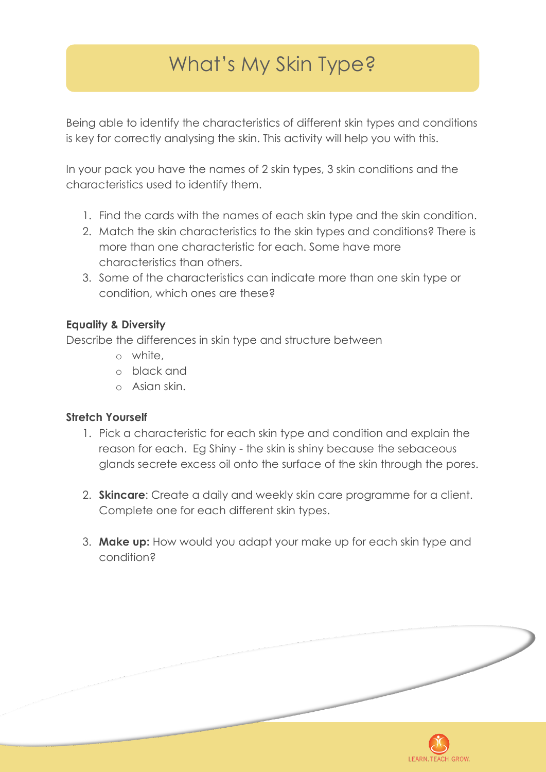# What's My Skin Type?

Being able to identify the characteristics of different skin types and conditions is key for correctly analysing the skin. This activity will help you with this.

In your pack you have the names of 2 skin types, 3 skin conditions and the characteristics used to identify them.

1. Find the cards with the names of each skin type and the skin condition.
2. Match the skin characteristics to the skin types and conditions? There is more than one characteristic for each. Some have more characteristics than others.
3. Some of the characteristics can indicate more than one skin type or condition, which ones are these?

**Equality & Diversity**

Describe the differences in skin type and structure between

- white,
- black and
- Asian skin.

**Stretch Yourself**

1. Pick a characteristic for each skin type and condition and explain the reason for each. Eg Shiny - the skin is shiny because the sebaceous glands secrete excess oil onto the surface of the skin through the pores.

2. **Skincare**: Create a daily and weekly skin care programme for a client. Complete one for each different skin types.

3. **Make up:** How would you adapt your make up for each skin type and condition?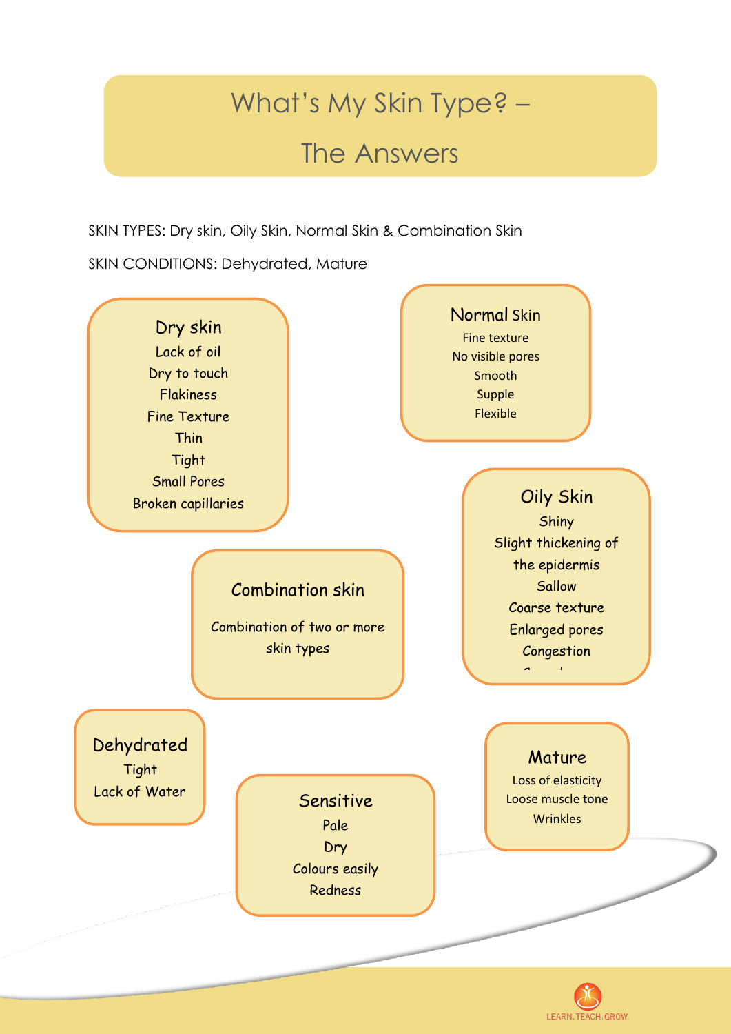# What's My Skin Type? – The Answers

SKIN TYPES: Dry skin, Oily Skin, Normal Skin & Combination Skin

SKIN CONDITIONS: Dehydrated, Mature

### Dry skin

Lack of oil
Dry to touch
Flakiness
Fine Texture
Thin
Tight
Small Pores
Broken capillaries

### Normal Skin

Fine texture
No visible pores
Smooth
Supple
Flexible

### Oily Skin

Shiny
Slight thickening of the epidermis
Sallow
Coarse texture
Enlarged pores
Congestion

### Combination skin

Combination of two or more skin types

### Dehydrated

Tight
Lack of Water

### Sensitive

Pale
Dry
Colours easily
Redness

### Mature

Loss of elasticity
Loose muscle tone
Wrinkles

LEARN.TEACH.GROW.